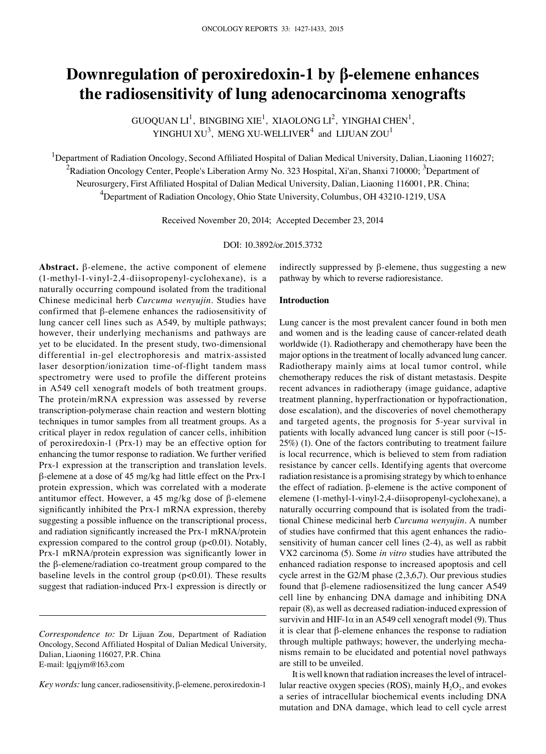# Downregulation of peroxiredoxin-1 by β-elemene enhances the radiosensitivity of lung adenocarcinoma xenografts

GUOQUAN LI[1], BINGBING XIE[1], XIAOLONG LI[2], YINGHAI CHEN[1], YINGHUI XU[3], MENG XU-WELLIVER[4] and LIJUAN ZOU[1]

[1]Department of Radiation Oncology, Second Affiliated Hospital of Dalian Medical University, Dalian, Liaoning 116027; [2]Radiation Oncology Center, People's Liberation Army No. 323 Hospital, Xi'an, Shanxi 710000; [3]Department of Neurosurgery, First Affiliated Hospital of Dalian Medical University, Dalian, Liaoning 116001, P.R. China; [4]Department of Radiation Oncology, Ohio State University, Columbus, OH 43210-1219, USA

Received November 20, 2014; Accepted December 23, 2014

DOI: 10.3892/or.2015.3732

**Abstract.** β-elemene, the active component of elemene (1-methyl-1-vinyl-2,4-diisopropenyl-cyclohexane), is a naturally occurring compound isolated from the traditional Chinese medicinal herb *Curcuma wenyujin*. Studies have confirmed that β-elemene enhances the radiosensitivity of lung cancer cell lines such as A549, by multiple pathways; however, their underlying mechanisms and pathways are yet to be elucidated. In the present study, two-dimensional differential in-gel electrophoresis and matrix-assisted laser desorption/ionization time-of-flight tandem mass spectrometry were used to profile the different proteins in A549 cell xenograft models of both treatment groups. The protein/mRNA expression was assessed by reverse transcription-polymerase chain reaction and western blotting techniques in tumor samples from all treatment groups. As a critical player in redox regulation of cancer cells, inhibition of peroxiredoxin-1 (Prx-1) may be an effective option for enhancing the tumor response to radiation. We further verified Prx-1 expression at the transcription and translation levels. β-elemene at a dose of 45 mg/kg had little effect on the Prx-1 protein expression, which was correlated with a moderate antitumor effect. However, a 45 mg/kg dose of β-elemene significantly inhibited the Prx-1 mRNA expression, thereby suggesting a possible influence on the transcriptional process, and radiation significantly increased the Prx-1 mRNA/protein expression compared to the control group ($p<0.01$). Notably, Prx-1 mRNA/protein expression was significantly lower in the β-elemene/radiation co-treatment group compared to the baseline levels in the control group ($p<0.01$). These results suggest that radiation-induced Prx-1 expression is directly or indirectly suppressed by β-elemene, thus suggesting a new pathway by which to reverse radioresistance.

*Correspondence to:* Dr Lijuan Zou, Department of Radiation Oncology, Second Affiliated Hospital of Dalian Medical University, Dalian, Liaoning 116027, P.R. China
E-mail: lgqjym@163.com

*Key words:* lung cancer, radiosensitivity, β-elemene, peroxiredoxin-1

## Introduction

Lung cancer is the most prevalent cancer found in both men and women and is the leading cause of cancer-related death worldwide (1). Radiotherapy and chemotherapy have been the major options in the treatment of locally advanced lung cancer. Radiotherapy mainly aims at local tumor control, while chemotherapy reduces the risk of distant metastasis. Despite recent advances in radiotherapy (image guidance, adaptive treatment planning, hyperfractionation or hypofractionation, dose escalation), and the discoveries of novel chemotherapy and targeted agents, the prognosis for 5-year survival in patients with locally advanced lung cancer is still poor (~15-25%) (1). One of the factors contributing to treatment failure is local recurrence, which is believed to stem from radiation resistance by cancer cells. Identifying agents that overcome radiation resistance is a promising strategy by which to enhance the effect of radiation. β-elemene is the active component of elemene (1-methyl-1-vinyl-2,4-diisopropenyl-cyclohexane), a naturally occurring compound that is isolated from the traditional Chinese medicinal herb *Curcuma wenyujin*. A number of studies have confirmed that this agent enhances the radiosensitivity of human cancer cell lines (2-4), as well as rabbit VX2 carcinoma (5). Some *in vitro* studies have attributed the enhanced radiation response to increased apoptosis and cell cycle arrest in the G2/M phase (2,3,6,7). Our previous studies found that β-elemene radiosensitized the lung cancer A549 cell line by enhancing DNA damage and inhibiting DNA repair (8), as well as decreased radiation-induced expression of survivin and HIF-1α in an A549 cell xenograft model (9). Thus it is clear that β-elemene enhances the response to radiation through multiple pathways; however, the underlying mechanisms remain to be elucidated and potential novel pathways are still to be unveiled.

It is well known that radiation increases the level of intracellular reactive oxygen species (ROS), mainly $H_2O_2$, and evokes a series of intracellular biochemical events including DNA mutation and DNA damage, which lead to cell cycle arrest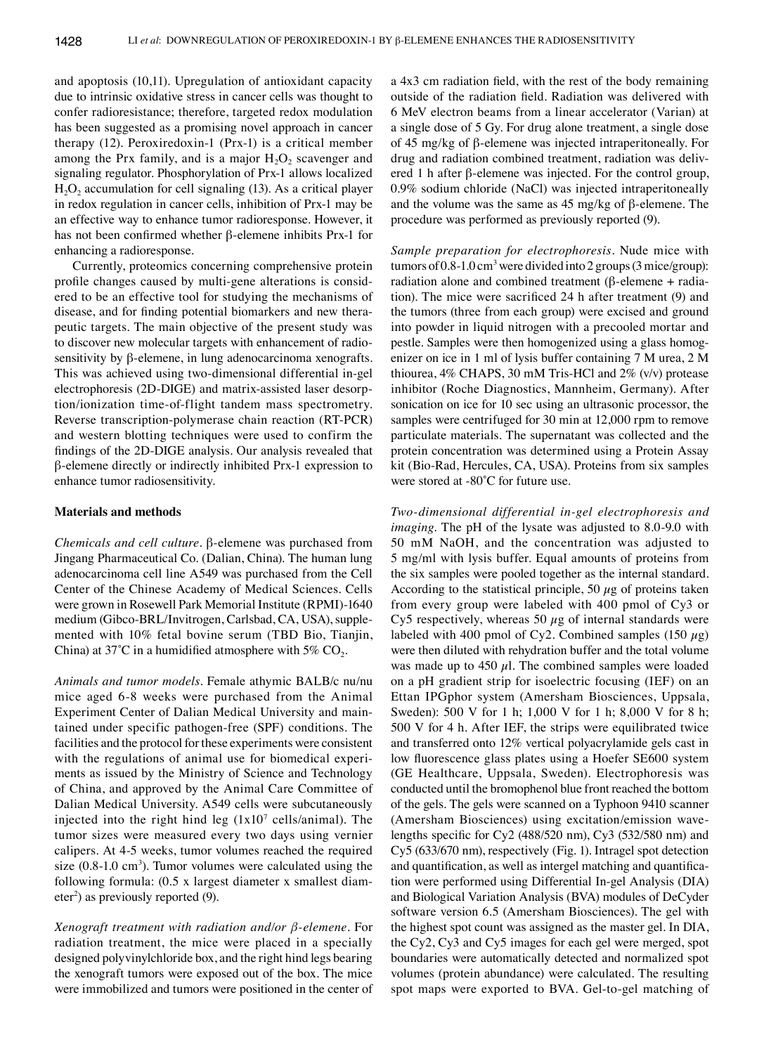and apoptosis (10,11). Upregulation of antioxidant capacity due to intrinsic oxidative stress in cancer cells was thought to confer radioresistance; therefore, targeted redox modulation has been suggested as a promising novel approach in cancer therapy (12). Peroxiredoxin-1 (Prx-1) is a critical member among the Prx family, and is a major $H_2O_2$ scavenger and signaling regulator. Phosphorylation of Prx-1 allows localized $H_2O_2$ accumulation for cell signaling (13). As a critical player in redox regulation in cancer cells, inhibition of Prx-1 may be an effective way to enhance tumor radioresponse. However, it has not been confirmed whether β-elemene inhibits Prx-1 for enhancing a radioresponse.

Currently, proteomics concerning comprehensive protein profile changes caused by multi-gene alterations is considered to be an effective tool for studying the mechanisms of disease, and for finding potential biomarkers and new therapeutic targets. The main objective of the present study was to discover new molecular targets with enhancement of radiosensitivity by β-elemene, in lung adenocarcinoma xenografts. This was achieved using two-dimensional differential in-gel electrophoresis (2D-DIGE) and matrix-assisted laser desorption/ionization time-of-flight tandem mass spectrometry. Reverse transcription-polymerase chain reaction (RT-PCR) and western blotting techniques were used to confirm the findings of the 2D-DIGE analysis. Our analysis revealed that β-elemene directly or indirectly inhibited Prx-1 expression to enhance tumor radiosensitivity.

## Materials and methods

*Chemicals and cell culture.* β-elemene was purchased from Jingang Pharmaceutical Co. (Dalian, China). The human lung adenocarcinoma cell line A549 was purchased from the Cell Center of the Chinese Academy of Medical Sciences. Cells were grown in Rosewell Park Memorial Institute (RPMI)-1640 medium (Gibco-BRL/Invitrogen, Carlsbad, CA, USA), supplemented with 10% fetal bovine serum (TBD Bio, Tianjin, China) at 37˚C in a humidified atmosphere with 5% $CO_2$.

*Animals and tumor models.* Female athymic BALB/c nu/nu mice aged 6-8 weeks were purchased from the Animal Experiment Center of Dalian Medical University and maintained under specific pathogen-free (SPF) conditions. The facilities and the protocol for these experiments were consistent with the regulations of animal use for biomedical experiments as issued by the Ministry of Science and Technology of China, and approved by the Animal Care Committee of Dalian Medical University. A549 cells were subcutaneously injected into the right hind leg ($1x10^7$ cells/animal). The tumor sizes were measured every two days using vernier calipers. At 4-5 weeks, tumor volumes reached the required size (0.8-1.0 $cm^3$). Tumor volumes were calculated using the following formula: (0.5 x largest diameter x smallest diameter$^2$) as previously reported (9).

*Xenograft treatment with radiation and/or β-elemene.* For radiation treatment, the mice were placed in a specially designed polyvinylchloride box, and the right hind legs bearing the xenograft tumors were exposed out of the box. The mice were immobilized and tumors were positioned in the center of a 4x3 cm radiation field, with the rest of the body remaining outside of the radiation field. Radiation was delivered with 6 MeV electron beams from a linear accelerator (Varian) at a single dose of 5 Gy. For drug alone treatment, a single dose of 45 mg/kg of β-elemene was injected intraperitoneally. For drug and radiation combined treatment, radiation was delivered 1 h after β-elemene was injected. For the control group, 0.9% sodium chloride (NaCl) was injected intraperitoneally and the volume was the same as 45 mg/kg of β-elemene. The procedure was performed as previously reported (9).

*Sample preparation for electrophoresis.* Nude mice with tumors of 0.8-1.0 $cm^3$ were divided into 2 groups (3 mice/group): radiation alone and combined treatment (β-elemene + radiation). The mice were sacrificed 24 h after treatment (9) and the tumors (three from each group) were excised and ground into powder in liquid nitrogen with a precooled mortar and pestle. Samples were then homogenized using a glass homogenizer on ice in 1 ml of lysis buffer containing 7 M urea, 2 M thiourea, 4% CHAPS, 30 mM Tris-HCl and 2% (v/v) protease inhibitor (Roche Diagnostics, Mannheim, Germany). After sonication on ice for 10 sec using an ultrasonic processor, the samples were centrifuged for 30 min at 12,000 rpm to remove particulate materials. The supernatant was collected and the protein concentration was determined using a Protein Assay kit (Bio-Rad, Hercules, CA, USA). Proteins from six samples were stored at -80˚C for future use.

*Two-dimensional differential in-gel electrophoresis and imaging.* The pH of the lysate was adjusted to 8.0-9.0 with 50 mM NaOH, and the concentration was adjusted to 5 mg/ml with lysis buffer. Equal amounts of proteins from the six samples were pooled together as the internal standard. According to the statistical principle, 50 $\mu$g of proteins taken from every group were labeled with 400 pmol of Cy3 or Cy5 respectively, whereas 50 $\mu$g of internal standards were labeled with 400 pmol of Cy2. Combined samples (150 $\mu$g) were then diluted with rehydration buffer and the total volume was made up to 450 $\mu$l. The combined samples were loaded on a pH gradient strip for isoelectric focusing (IEF) on an Ettan IPGphor system (Amersham Biosciences, Uppsala, Sweden): 500 V for 1 h; 1,000 V for 1 h; 8,000 V for 8 h; 500 V for 4 h. After IEF, the strips were equilibrated twice and transferred onto 12% vertical polyacrylamide gels cast in low fluorescence glass plates using a Hoefer SE600 system (GE Healthcare, Uppsala, Sweden). Electrophoresis was conducted until the bromophenol blue front reached the bottom of the gels. The gels were scanned on a Typhoon 9410 scanner (Amersham Biosciences) using excitation/emission wavelengths specific for Cy2 (488/520 nm), Cy3 (532/580 nm) and Cy5 (633/670 nm), respectively (Fig. 1). Intragel spot detection and quantification, as well as intergel matching and quantification were performed using Differential In-gel Analysis (DIA) and Biological Variation Analysis (BVA) modules of DeCyder software version 6.5 (Amersham Biosciences). The gel with the highest spot count was assigned as the master gel. In DIA, the Cy2, Cy3 and Cy5 images for each gel were merged, spot boundaries were automatically detected and normalized spot volumes (protein abundance) were calculated. The resulting spot maps were exported to BVA. Gel-to-gel matching of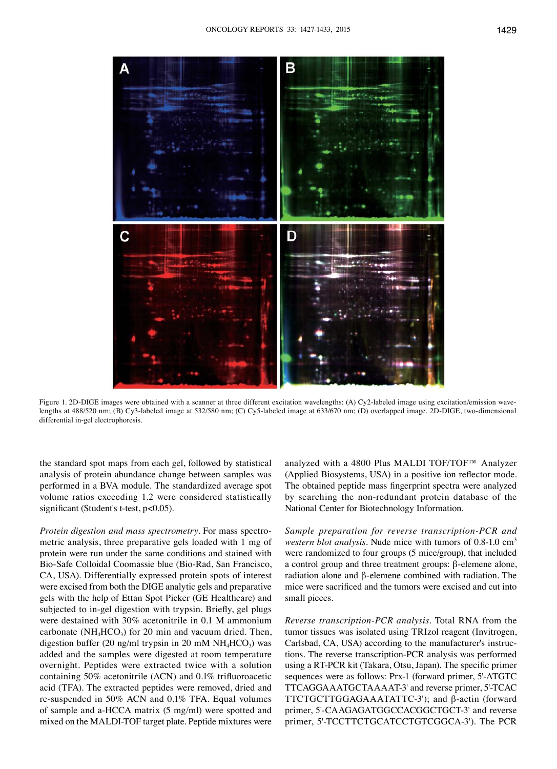Figure 1. 2D-DIGE images were obtained with a scanner at three different excitation wavelengths: (A) Cy2-labeled image using excitation/emission wavelengths at 488/520 nm; (B) Cy3-labeled image at 532/580 nm; (C) Cy5-labeled image at 633/670 nm; (D) overlapped image. 2D-DIGE, two-dimensional differential in-gel electrophoresis.

the standard spot maps from each gel, followed by statistical analysis of protein abundance change between samples was performed in a BVA module. The standardized average spot volume ratios exceeding 1.2 were considered statistically significant (Student's t-test, $p<0.05$).

*Protein digestion and mass spectrometry*. For mass spectrometric analysis, three preparative gels loaded with 1 mg of protein were run under the same conditions and stained with Bio-Safe Colloidal Coomassie blue (Bio-Rad, San Francisco, CA, USA). Differentially expressed protein spots of interest were excised from both the DIGE analytic gels and preparative gels with the help of Ettan Spot Picker (GE Healthcare) and subjected to in-gel digestion with trypsin. Briefly, gel plugs were destained with 30% acetonitrile in 0.1 M ammonium carbonate ($NH_4HCO_3$) for 20 min and vacuum dried. Then, digestion buffer (20 ng/ml trypsin in 20 mM $NH_4HCO_3$) was added and the samples were digested at room temperature overnight. Peptides were extracted twice with a solution containing 50% acetonitrile (ACN) and 0.1% trifluoroacetic acid (TFA). The extracted peptides were removed, dried and re-suspended in 50% ACN and 0.1% TFA. Equal volumes of sample and a-HCCA matrix (5 mg/ml) were spotted and mixed on the MALDI-TOF target plate. Peptide mixtures were analyzed with a 4800 Plus MALDI TOF/TOF™ Analyzer (Applied Biosystems, USA) in a positive ion reflector mode. The obtained peptide mass fingerprint spectra were analyzed by searching the non-redundant protein database of the National Center for Biotechnology Information.

*Sample preparation for reverse transcription-PCR and western blot analysis*. Nude mice with tumors of 0.8-1.0 $cm^3$ were randomized to four groups (5 mice/group), that included a control group and three treatment groups: β-elemene alone, radiation alone and β-elemene combined with radiation. The mice were sacrificed and the tumors were excised and cut into small pieces.

*Reverse transcription-PCR analysis*. Total RNA from the tumor tissues was isolated using TRIzol reagent (Invitrogen, Carlsbad, CA, USA) according to the manufacturer's instructions. The reverse transcription-PCR analysis was performed using a RT-PCR kit (Takara, Otsu, Japan). The specific primer sequences were as follows: Prx-1 (forward primer, 5'-ATGTCTTCAGGAAATGCTAAAAT-3' and reverse primer, 5'-TCACTTCTGCTTGGAGAAATATTC-3'); and β-actin (forward primer, 5'-CAAGAGATGGCCACGGCTGCT-3' and reverse primer, 5'-TCCTTCTGCATCCTGTCGGCA-3'). The PCR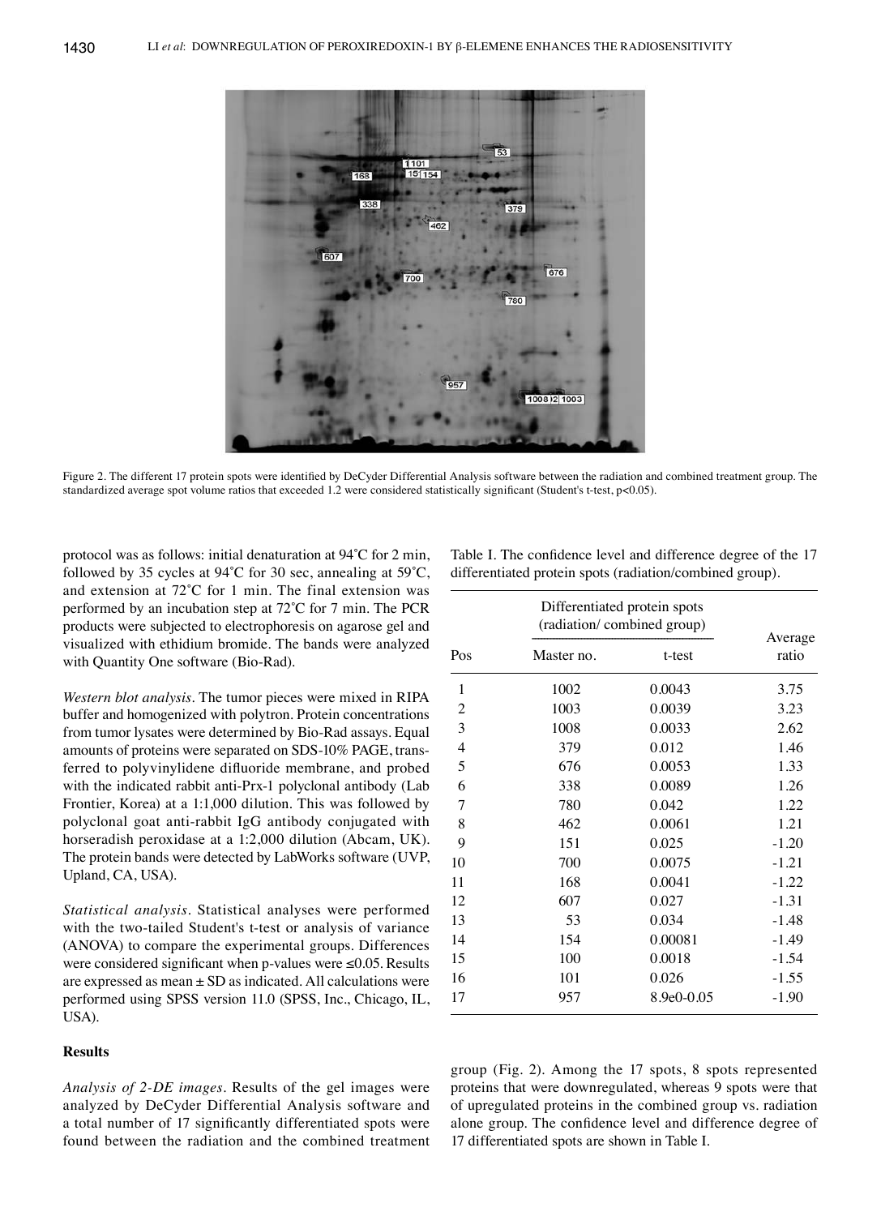Figure 2. The different 17 protein spots were identified by DeCyder Differential Analysis software between the radiation and combined treatment group. The standardized average spot volume ratios that exceeded 1.2 were considered statistically significant (Student's t-test, p<0.05).

protocol was as follows: initial denaturation at 94˚C for 2 min, followed by 35 cycles at 94˚C for 30 sec, annealing at 59˚C, and extension at 72˚C for 1 min. The final extension was performed by an incubation step at 72˚C for 7 min. The PCR products were subjected to electrophoresis on agarose gel and visualized with ethidium bromide. The bands were analyzed with Quantity One software (Bio-Rad).

*Western blot analysis.* The tumor pieces were mixed in RIPA buffer and homogenized with polytron. Protein concentrations from tumor lysates were determined by Bio-Rad assays. Equal amounts of proteins were separated on SDS-10% PAGE, transferred to polyvinylidene difluoride membrane, and probed with the indicated rabbit anti-Prx-1 polyclonal antibody (Lab Frontier, Korea) at a 1:1,000 dilution. This was followed by polyclonal goat anti-rabbit IgG antibody conjugated with horseradish peroxidase at a 1:2,000 dilution (Abcam, UK). The protein bands were detected by LabWorks software (UVP, Upland, CA, USA).

*Statistical analysis.* Statistical analyses were performed with the two-tailed Student's t-test or analysis of variance (ANOVA) to compare the experimental groups. Differences were considered significant when p-values were ≤0.05. Results are expressed as mean ± SD as indicated. All calculations were performed using SPSS version 11.0 (SPSS, Inc., Chicago, IL, USA).

Table I. The confidence level and difference degree of the 17 differentiated protein spots (radiation/combined group).

| Pos | Differentiated protein spots (radiation/ combined group) | | Average ratio |
|---|---|---|---|
| | Master no. | t-test | |
| 1 | 1002 | 0.0043 | 3.75 |
| 2 | 1003 | 0.0039 | 3.23 |
| 3 | 1008 | 0.0033 | 2.62 |
| 4 | 379 | 0.012 | 1.46 |
| 5 | 676 | 0.0053 | 1.33 |
| 6 | 338 | 0.0089 | 1.26 |
| 7 | 780 | 0.042 | 1.22 |
| 8 | 462 | 0.0061 | 1.21 |
| 9 | 151 | 0.025 | -1.20 |
| 10 | 700 | 0.0075 | -1.21 |
| 11 | 168 | 0.0041 | -1.22 |
| 12 | 607 | 0.027 | -1.31 |
| 13 | 53 | 0.034 | -1.48 |
| 14 | 154 | 0.00081 | -1.49 |
| 15 | 100 | 0.0018 | -1.54 |
| 16 | 101 | 0.026 | -1.55 |
| 17 | 957 | 8.9e0-0.05 | -1.90 |

## Results

*Analysis of 2-DE images.* Results of the gel images were analyzed by DeCyder Differential Analysis software and a total number of 17 significantly differentiated spots were found between the radiation and the combined treatment group (Fig. 2). Among the 17 spots, 8 spots represented proteins that were downregulated, whereas 9 spots were that of upregulated proteins in the combined group vs. radiation alone group. The confidence level and difference degree of 17 differentiated spots are shown in Table I.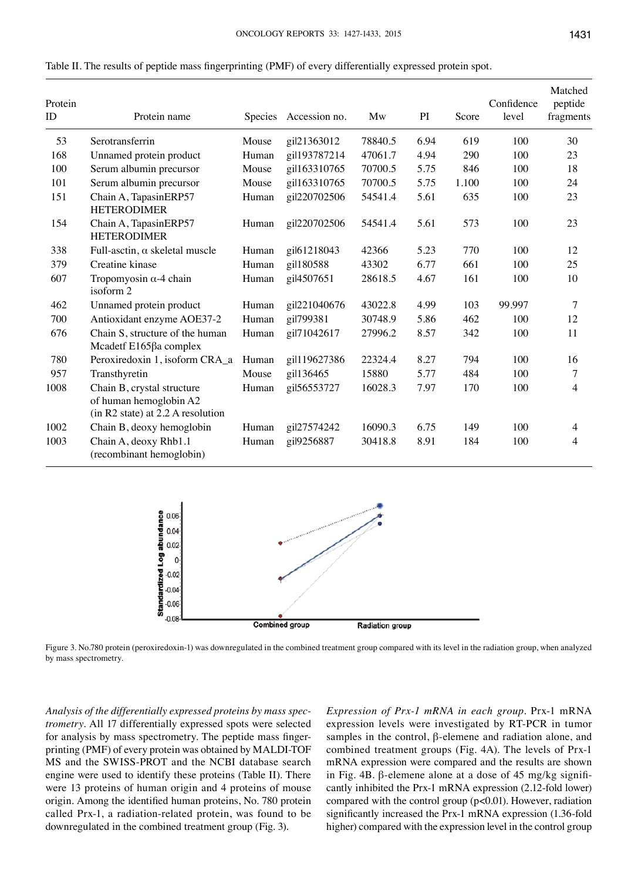Table II. The results of peptide mass fingerprinting (PMF) of every differentially expressed protein spot.

| Protein ID | Protein name | Species | Accession no. | Mw | PI | Score | Confidence level | Matched peptide fragments |
|---|---|---|---|---|---|---|---|---|
| 53 | Serotransferrin | Mouse | gi\|21363012 | 78840.5 | 6.94 | 619 | 100 | 30 |
| 168 | Unnamed protein product | Human | gi\|193787214 | 47061.7 | 4.94 | 290 | 100 | 23 |
| 100 | Serum albumin precursor | Mouse | gi\|163310765 | 70700.5 | 5.75 | 846 | 100 | 18 |
| 101 | Serum albumin precursor | Mouse | gi\|163310765 | 70700.5 | 5.75 | 1.100 | 100 | 24 |
| 151 | Chain A, TapasinERP57 HETERODIMER | Human | gi\|220702506 | 54541.4 | 5.61 | 635 | 100 | 23 |
| 154 | Chain A, TapasinERP57 HETERODIMER | Human | gi\|220702506 | 54541.4 | 5.61 | 573 | 100 | 23 |
| 338 | Full-asctin, α skeletal muscle | Human | gi\|61218043 | 42366 | 5.23 | 770 | 100 | 12 |
| 379 | Creatine kinase | Human | gi\|180588 | 43302 | 6.77 | 661 | 100 | 25 |
| 607 | Tropomyosin α-4 chain isoform 2 | Human | gi\|4507651 | 28618.5 | 4.67 | 161 | 100 | 10 |
| 462 | Unnamed protein product | Human | gi\|221040676 | 43022.8 | 4.99 | 103 | 99.997 | 7 |
| 700 | Antioxidant enzyme AOE37-2 | Human | gi\|799381 | 30748.9 | 5.86 | 462 | 100 | 12 |
| 676 | Chain S, structure of the human Mcadetf E165βa complex | Human | gi\|71042617 | 27996.2 | 8.57 | 342 | 100 | 11 |
| 780 | Peroxiredoxin 1, isoform CRA_a | Human | gi\|119627386 | 22324.4 | 8.27 | 794 | 100 | 16 |
| 957 | Transthyretin | Mouse | gi\|136465 | 15880 | 5.77 | 484 | 100 | 7 |
| 1008 | Chain B, crystal structure of human hemoglobin A2 (in R2 state) at 2.2 A resolution | Human | gi\|56553727 | 16028.3 | 7.97 | 170 | 100 | 4 |
| 1002 | Chain B, deoxy hemoglobin | Human | gi\|27574242 | 16090.3 | 6.75 | 149 | 100 | 4 |
| 1003 | Chain A, deoxy Rhb1.1 (recombinant hemoglobin) | Human | gi\|9256887 | 30418.8 | 8.91 | 184 | 100 | 4 |

Figure 3. No.780 protein (peroxiredoxin-1) was downregulated in the combined treatment group compared with its level in the radiation group, when analyzed by mass spectrometry.

*Analysis of the differentially expressed proteins by mass spectrometry.* All 17 differentially expressed spots were selected for analysis by mass spectrometry. The peptide mass fingerprinting (PMF) of every protein was obtained by MALDI-TOF MS and the SWISS-PROT and the NCBI database search engine were used to identify these proteins (Table II). There were 13 proteins of human origin and 4 proteins of mouse origin. Among the identified human proteins, No. 780 protein called Prx-1, a radiation-related protein, was found to be downregulated in the combined treatment group (Fig. 3).

*Expression of Prx-1 mRNA in each group.* Prx-1 mRNA expression levels were investigated by RT-PCR in tumor samples in the control, β-elemene and radiation alone, and combined treatment groups (Fig. 4A). The levels of Prx-1 mRNA expression were compared and the results are shown in Fig. 4B. β-elemene alone at a dose of 45 mg/kg significantly inhibited the Prx-1 mRNA expression (2.12-fold lower) compared with the control group ($p<0.01$). However, radiation significantly increased the Prx-1 mRNA expression (1.36-fold higher) compared with the expression level in the control group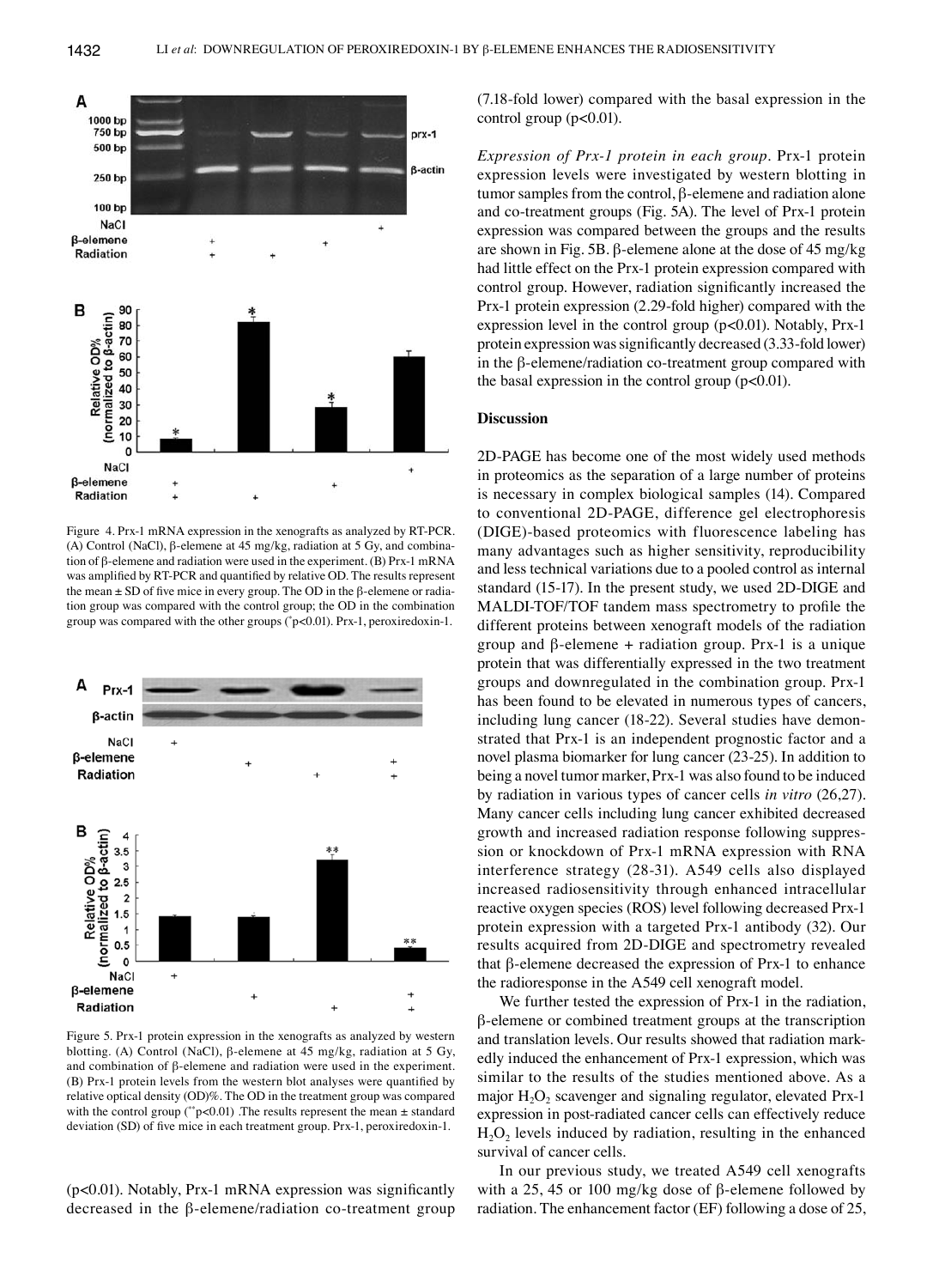Figure 4. Prx-1 mRNA expression in the xenografts as analyzed by RT-PCR. (A) Control (NaCl), β-elemene at 45 mg/kg, radiation at 5 Gy, and combination of β-elemene and radiation were used in the experiment. (B) Prx-1 mRNA was amplified by RT-PCR and quantified by relative OD. The results represent the mean ± SD of five mice in every group. The OD in the β-elemene or radiation group was compared with the control group; the OD in the combination group was compared with the other groups (*p<0.01). Prx-1, peroxiredoxin-1.

Figure 5. Prx-1 protein expression in the xenografts as analyzed by western blotting. (A) Control (NaCl), β-elemene at 45 mg/kg, radiation at 5 Gy, and combination of β-elemene and radiation were used in the experiment. (B) Prx-1 protein levels from the western blot analyses were quantified by relative optical density (OD)%. The OD in the treatment group was compared with the control group (**p<0.01) .The results represent the mean ± standard deviation (SD) of five mice in each treatment group. Prx-1, peroxiredoxin-1.

(p<0.01). Notably, Prx-1 mRNA expression was significantly decreased in the β-elemene/radiation co-treatment group (7.18-fold lower) compared with the basal expression in the control group (p<0.01).

*Expression of Prx-1 protein in each group.* Prx-1 protein expression levels were investigated by western blotting in tumor samples from the control, β-elemene and radiation alone and co-treatment groups (Fig. 5A). The level of Prx-1 protein expression was compared between the groups and the results are shown in Fig. 5B. β-elemene alone at the dose of 45 mg/kg had little effect on the Prx-1 protein expression compared with control group. However, radiation significantly increased the Prx-1 protein expression (2.29-fold higher) compared with the expression level in the control group (p<0.01). Notably, Prx-1 protein expression was significantly decreased (3.33-fold lower) in the β-elemene/radiation co-treatment group compared with the basal expression in the control group (p<0.01).

## Discussion

2D-PAGE has become one of the most widely used methods in proteomics as the separation of a large number of proteins is necessary in complex biological samples (14). Compared to conventional 2D-PAGE, difference gel electrophoresis (DIGE)-based proteomics with fluorescence labeling has many advantages such as higher sensitivity, reproducibility and less technical variations due to a pooled control as internal standard (15-17). In the present study, we used 2D-DIGE and MALDI-TOF/TOF tandem mass spectrometry to profile the different proteins between xenograft models of the radiation group and β-elemene + radiation group. Prx-1 is a unique protein that was differentially expressed in the two treatment groups and downregulated in the combination group. Prx-1 has been found to be elevated in numerous types of cancers, including lung cancer (18-22). Several studies have demonstrated that Prx-1 is an independent prognostic factor and a novel plasma biomarker for lung cancer (23-25). In addition to being a novel tumor marker, Prx-1 was also found to be induced by radiation in various types of cancer cells *in vitro* (26,27). Many cancer cells including lung cancer exhibited decreased growth and increased radiation response following suppression or knockdown of Prx-1 mRNA expression with RNA interference strategy (28-31). A549 cells also displayed increased radiosensitivity through enhanced intracellular reactive oxygen species (ROS) level following decreased Prx-1 protein expression with a targeted Prx-1 antibody (32). Our results acquired from 2D-DIGE and spectrometry revealed that β-elemene decreased the expression of Prx-1 to enhance the radioresponse in the A549 cell xenograft model.

We further tested the expression of Prx-1 in the radiation, β-elemene or combined treatment groups at the transcription and translation levels. Our results showed that radiation markedly induced the enhancement of Prx-1 expression, which was similar to the results of the studies mentioned above. As a major $H_2O_2$ scavenger and signaling regulator, elevated Prx-1 expression in post-radiated cancer cells can effectively reduce $H_2O_2$ levels induced by radiation, resulting in the enhanced survival of cancer cells.

In our previous study, we treated A549 cell xenografts with a 25, 45 or 100 mg/kg dose of β-elemene followed by radiation. The enhancement factor (EF) following a dose of 25,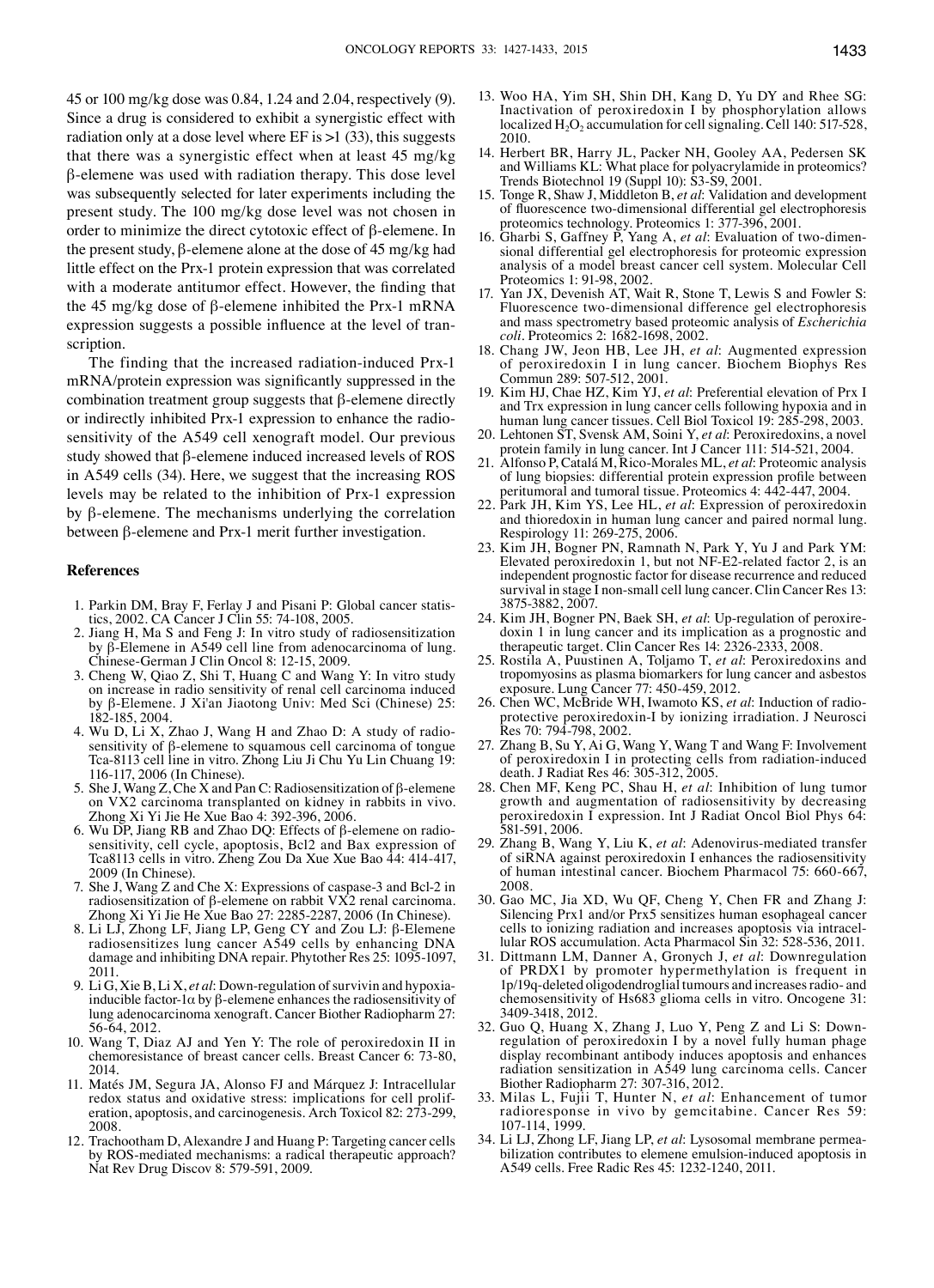45 or 100 mg/kg dose was 0.84, 1.24 and 2.04, respectively (9). Since a drug is considered to exhibit a synergistic effect with radiation only at a dose level where EF is >1 (33), this suggests that there was a synergistic effect when at least 45 mg/kg β-elemene was used with radiation therapy. This dose level was subsequently selected for later experiments including the present study. The 100 mg/kg dose level was not chosen in order to minimize the direct cytotoxic effect of β-elemene. In the present study, β-elemene alone at the dose of 45 mg/kg had little effect on the Prx-1 protein expression that was correlated with a moderate antitumor effect. However, the finding that the 45 mg/kg dose of β-elemene inhibited the Prx-1 mRNA expression suggests a possible influence at the level of transcription.

The finding that the increased radiation-induced Prx-1 mRNA/protein expression was significantly suppressed in the combination treatment group suggests that β-elemene directly or indirectly inhibited Prx-1 expression to enhance the radiosensitivity of the A549 cell xenograft model. Our previous study showed that β-elemene induced increased levels of ROS in A549 cells (34). Here, we suggest that the increasing ROS levels may be related to the inhibition of Prx-1 expression by β-elemene. The mechanisms underlying the correlation between β-elemene and Prx-1 merit further investigation.

## References

1. Parkin DM, Bray F, Ferlay J and Pisani P: Global cancer statistics, 2002. CA Cancer J Clin 55: 74-108, 2005.
2. Jiang H, Ma S and Feng J: In vitro study of radiosensitization by β-Elemene in A549 cell line from adenocarcinoma of lung. Chinese-German J Clin Oncol 8: 12-15, 2009.
3. Cheng W, Qiao Z, Shi T, Huang C and Wang Y: In vitro study on increase in radio sensitivity of renal cell carcinoma induced by β-Elemene. J Xi'an Jiaotong Univ: Med Sci (Chinese) 25: 182-185, 2004.
4. Wu D, Li X, Zhao J, Wang H and Zhao D: A study of radiosensitivity of β-elemene to squamous cell carcinoma of tongue Tca-8113 cell line in vitro. Zhong Liu Ji Chu Yu Lin Chuang 19: 116-117, 2006 (In Chinese).
5. She J, Wang Z, Che X and Pan C: Radiosensitization of β-elemene on VX2 carcinoma transplanted on kidney in rabbits in vivo. Zhong Xi Yi Jie He Xue Bao 4: 392-396, 2006.
6. Wu DP, Jiang RB and Zhao DQ: Effects of β-elemene on radiosensitivity, cell cycle, apoptosis, Bcl2 and Bax expression of Tca8113 cells in vitro. Zheng Zou Da Xue Xue Bao 44: 414-417, 2009 (In Chinese).
7. She J, Wang Z and Che X: Expressions of caspase-3 and Bcl-2 in radiosensitization of β-elemene on rabbit VX2 renal carcinoma. Zhong Xi Yi Jie He Xue Bao 27: 2285-2287, 2006 (In Chinese).
8. Li LJ, Zhong LF, Jiang LP, Geng CY and Zou LJ: β-Elemene radiosensitizes lung cancer A549 cells by enhancing DNA damage and inhibiting DNA repair. Phytother Res 25: 1095-1097, 2011.
9. Li G, Xie B, Li X, *et al*: Down-regulation of survivin and hypoxia-inducible factor-1α by β-elemene enhances the radiosensitivity of lung adenocarcinoma xenograft. Cancer Biother Radiopharm 27: 56-64, 2012.
10. Wang T, Diaz AJ and Yen Y: The role of peroxiredoxin II in chemoresistance of breast cancer cells. Breast Cancer 6: 73-80, 2014.
11. Matés JM, Segura JA, Alonso FJ and Márquez J: Intracellular redox status and oxidative stress: implications for cell proliferation, apoptosis, and carcinogenesis. Arch Toxicol 82: 273-299, 2008.
12. Trachootham D, Alexandre J and Huang P: Targeting cancer cells by ROS-mediated mechanisms: a radical therapeutic approach? Nat Rev Drug Discov 8: 579-591, 2009.
13. Woo HA, Yim SH, Shin DH, Kang D, Yu DY and Rhee SG: Inactivation of peroxiredoxin I by phosphorylation allows localized $H_2O_2$ accumulation for cell signaling. Cell 140: 517-528, 2010.
14. Herbert BR, Harry JL, Packer NH, Gooley AA, Pedersen SK and Williams KL: What place for polyacrylamide in proteomics? Trends Biotechnol 19 (Suppl 10): S3-S9, 2001.
15. Tonge R, Shaw J, Middleton B, *et al*: Validation and development of fluorescence two-dimensional differential gel electrophoresis proteomics technology. Proteomics 1: 377-396, 2001.
16. Gharbi S, Gaffney P, Yang A, *et al*: Evaluation of two-dimensional differential gel electrophoresis for proteomic expression analysis of a model breast cancer cell system. Molecular Cell Proteomics 1: 91-98, 2002.
17. Yan JX, Devenish AT, Wait R, Stone T, Lewis S and Fowler S: Fluorescence two-dimensional difference gel electrophoresis and mass spectrometry based proteomic analysis of *Escherichia coli*. Proteomics 2: 1682-1698, 2002.
18. Chang JW, Jeon HB, Lee JH, *et al*: Augmented expression of peroxiredoxin I in lung cancer. Biochem Biophys Res Commun 289: 507-512, 2001.
19. Kim HJ, Chae HZ, Kim YJ, *et al*: Preferential elevation of Prx I and Trx expression in lung cancer cells following hypoxia and in human lung cancer tissues. Cell Biol Toxicol 19: 285-298, 2003.
20. Lehtonen ST, Svensk AM, Soini Y, *et al*: Peroxiredoxins, a novel protein family in lung cancer. Int J Cancer 111: 514-521, 2004.
21. Alfonso P, Catalá M, Rico-Morales ML, *et al*: Proteomic analysis of lung biopsies: differential protein expression profile between peritumoral and tumoral tissue. Proteomics 4: 442-447, 2004.
22. Park JH, Kim YS, Lee HL, *et al*: Expression of peroxiredoxin and thioredoxin in human lung cancer and paired normal lung. Respirology 11: 269-275, 2006.
23. Kim JH, Bogner PN, Ramnath N, Park Y, Yu J and Park YM: Elevated peroxiredoxin 1, but not NF-E2-related factor 2, is an independent prognostic factor for disease recurrence and reduced survival in stage I non-small cell lung cancer. Clin Cancer Res 13: 3875-3882, 2007.
24. Kim JH, Bogner PN, Baek SH, *et al*: Up-regulation of peroxiredoxin 1 in lung cancer and its implication as a prognostic and therapeutic target. Clin Cancer Res 14: 2326-2333, 2008.
25. Rostila A, Puustinen A, Toljamo T, *et al*: Peroxiredoxins and tropomyosins as plasma biomarkers for lung cancer and asbestos exposure. Lung Cancer 77: 450-459, 2012.
26. Chen WC, McBride WH, Iwamoto KS, *et al*: Induction of radioprotective peroxiredoxin-I by ionizing irradiation. J Neurosci Res 70: 794-798, 2002.
27. Zhang B, Su Y, Ai G, Wang Y, Wang T and Wang F: Involvement of peroxiredoxin I in protecting cells from radiation-induced death. J Radiat Res 46: 305-312, 2005.
28. Chen MF, Keng PC, Shau H, *et al*: Inhibition of lung tumor growth and augmentation of radiosensitivity by decreasing peroxiredoxin I expression. Int J Radiat Oncol Biol Phys 64: 581-591, 2006.
29. Zhang B, Wang Y, Liu K, *et al*: Adenovirus-mediated transfer of siRNA against peroxiredoxin I enhances the radiosensitivity of human intestinal cancer. Biochem Pharmacol 75: 660-667, 2008.
30. Gao MC, Jia XD, Wu QF, Cheng Y, Chen FR and Zhang J: Silencing Prx1 and/or Prx5 sensitizes human esophageal cancer cells to ionizing radiation and increases apoptosis via intracellular ROS accumulation. Acta Pharmacol Sin 32: 528-536, 2011.
31. Dittmann LM, Danner A, Gronych J, *et al*: Downregulation of PRDX1 by promoter hypermethylation is frequent in 1p/19q-deleted oligodendroglial tumours and increases radio- and chemosensitivity of Hs683 glioma cells in vitro. Oncogene 31: 3409-3418, 2012.
32. Guo Q, Huang X, Zhang J, Luo Y, Peng Z and Li S: Down-regulation of peroxiredoxin I by a novel fully human phage display recombinant antibody induces apoptosis and enhances radiation sensitization in A549 lung carcinoma cells. Cancer Biother Radiopharm 27: 307-316, 2012.
33. Milas L, Fujii T, Hunter N, *et al*: Enhancement of tumor radioresponse in vivo by gemcitabine. Cancer Res 59: 107-114, 1999.
34. Li LJ, Zhong LF, Jiang LP, *et al*: Lysosomal membrane permeabilization contributes to elemene emulsion-induced apoptosis in A549 cells. Free Radic Res 45: 1232-1240, 2011.